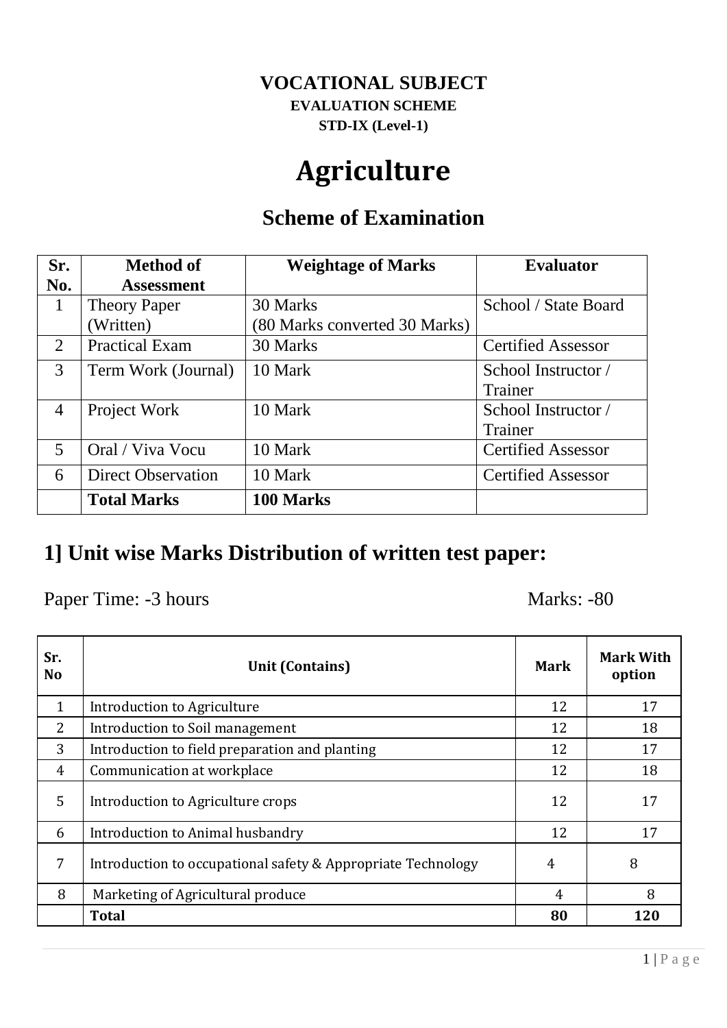**VOCATIONAL SUBJECT**

**EVALUATION SCHEME**

**STD-IX (Level-1)**

# Agriculture

## Scheme of Examination

| Sr. No. | Method of Assessment | Weightage of Marks | Evaluator |
|---|---|---|---|
| 1 | Theory Paper (Written) | 30 Marks (80 Marks converted 30 Marks) | School / State Board |
| 2 | Practical Exam | 30 Marks | Certified Assessor |
| 3 | Term Work (Journal) | 10 Mark | School Instructor / Trainer |
| 4 | Project Work | 10 Mark | School Instructor / Trainer |
| 5 | Oral / Viva Vocu | 10 Mark | Certified Assessor |
| 6 | Direct Observation | 10 Mark | Certified Assessor |
| | **Total Marks** | **100 Marks** | |

## 1] Unit wise Marks Distribution of written test paper:

Paper Time: -3 hours Marks: -80

| Sr. No | Unit (Contains) | Mark | Mark With option |
|---|---|---|---|
| 1 | Introduction to Agriculture | 12 | 17 |
| 2 | Introduction to Soil management | 12 | 18 |
| 3 | Introduction to field preparation and planting | 12 | 17 |
| 4 | Communication at workplace | 12 | 18 |
| 5 | Introduction to Agriculture crops | 12 | 17 |
| 6 | Introduction to Animal husbandry | 12 | 17 |
| 7 | Introduction to occupational safety & Appropriate Technology | 4 | 8 |
| 8 | Marketing of Agricultural produce | 4 | 8 |
| | **Total** | **80** | **120** |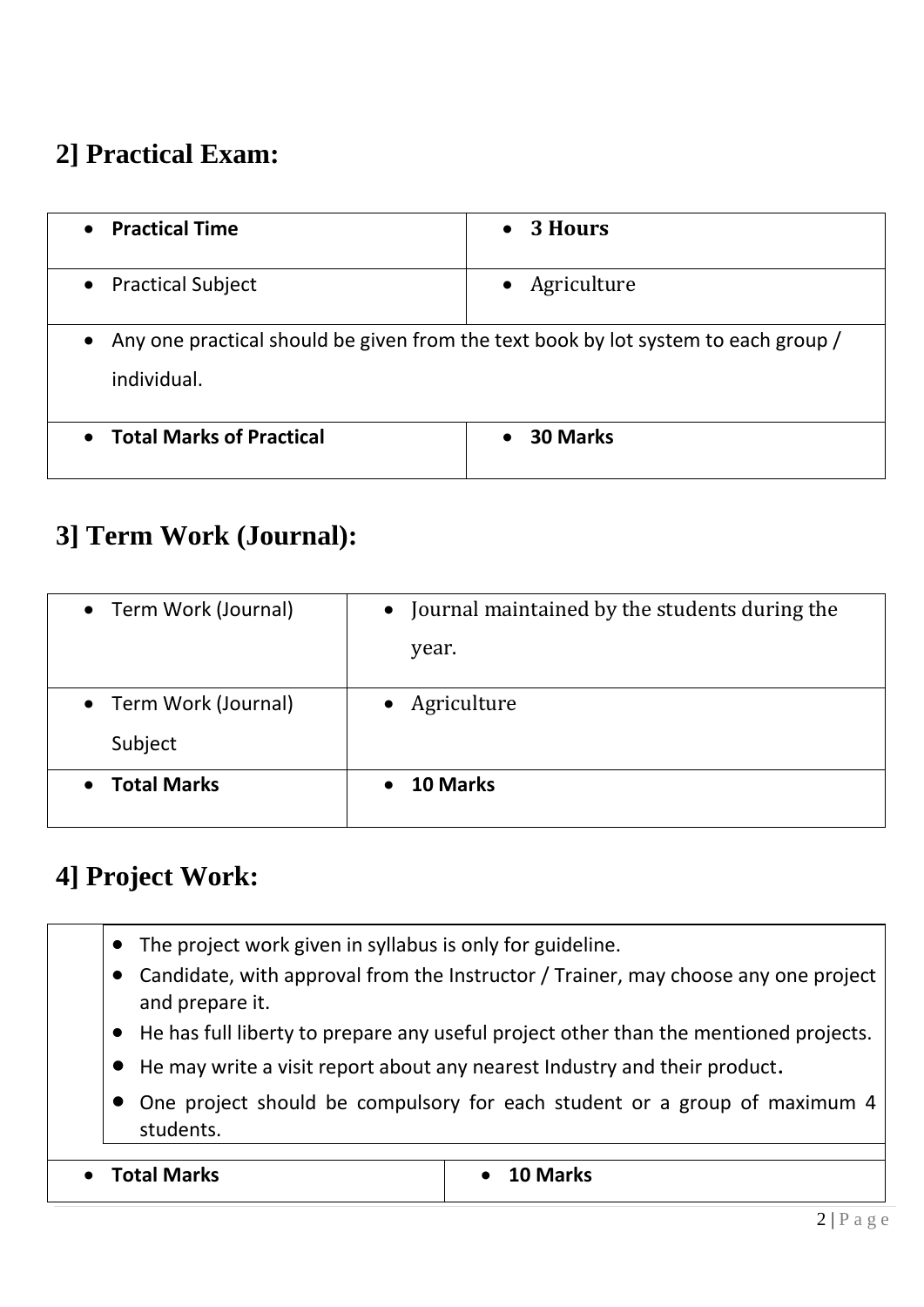## 2] Practical Exam:

| **Practical Time** | **3 Hours** |
|---|---|
| Practical Subject | Agriculture |
| Any one practical should be given from the text book by lot system to each group / individual. | |
| **Total Marks of Practical** | **30 Marks** |

## 3] Term Work (Journal):

| Term Work (Journal) | Journal maintained by the students during the year. |
|---|---|
| Term Work (Journal) Subject | Agriculture |
| **Total Marks** | **10 Marks** |

## 4] Project Work:

- The project work given in syllabus is only for guideline.
- Candidate, with approval from the Instructor / Trainer, may choose any one project and prepare it.
- He has full liberty to prepare any useful project other than the mentioned projects.
- He may write a visit report about any nearest Industry and their product.
- One project should be compulsory for each student or a group of maximum 4 students.

| **Total Marks** | **10 Marks** |
|---|---|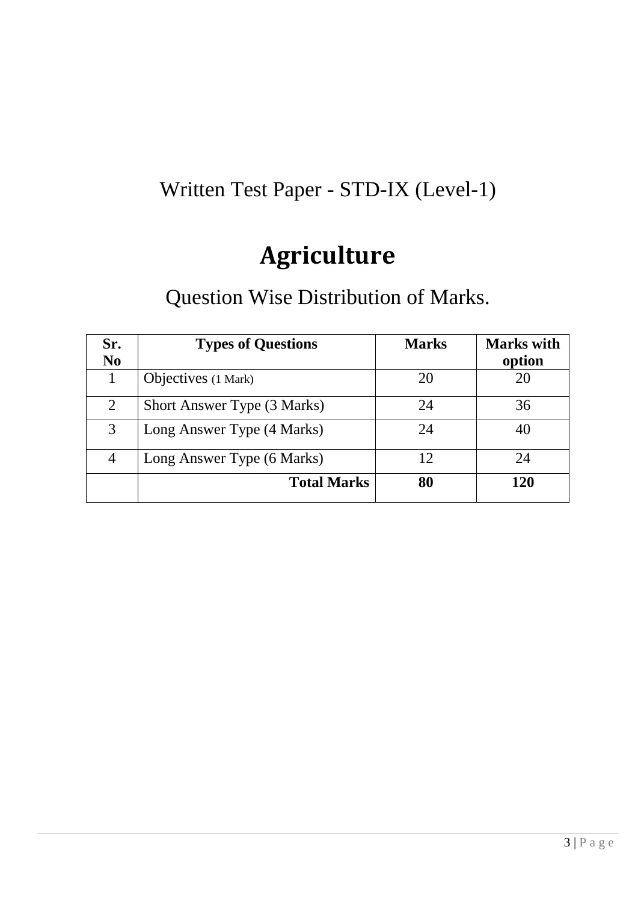Written Test Paper - STD-IX (Level-1)

# Agriculture

## Question Wise Distribution of Marks.

| Sr. No | Types of Questions | Marks | Marks with option |
|---|---|---|---|
| 1 | Objectives (1 Mark) | 20 | 20 |
| 2 | Short Answer Type (3 Marks) | 24 | 36 |
| 3 | Long Answer Type (4 Marks) | 24 | 40 |
| 4 | Long Answer Type (6 Marks) | 12 | 24 |
| | **Total Marks** | **80** | **120** |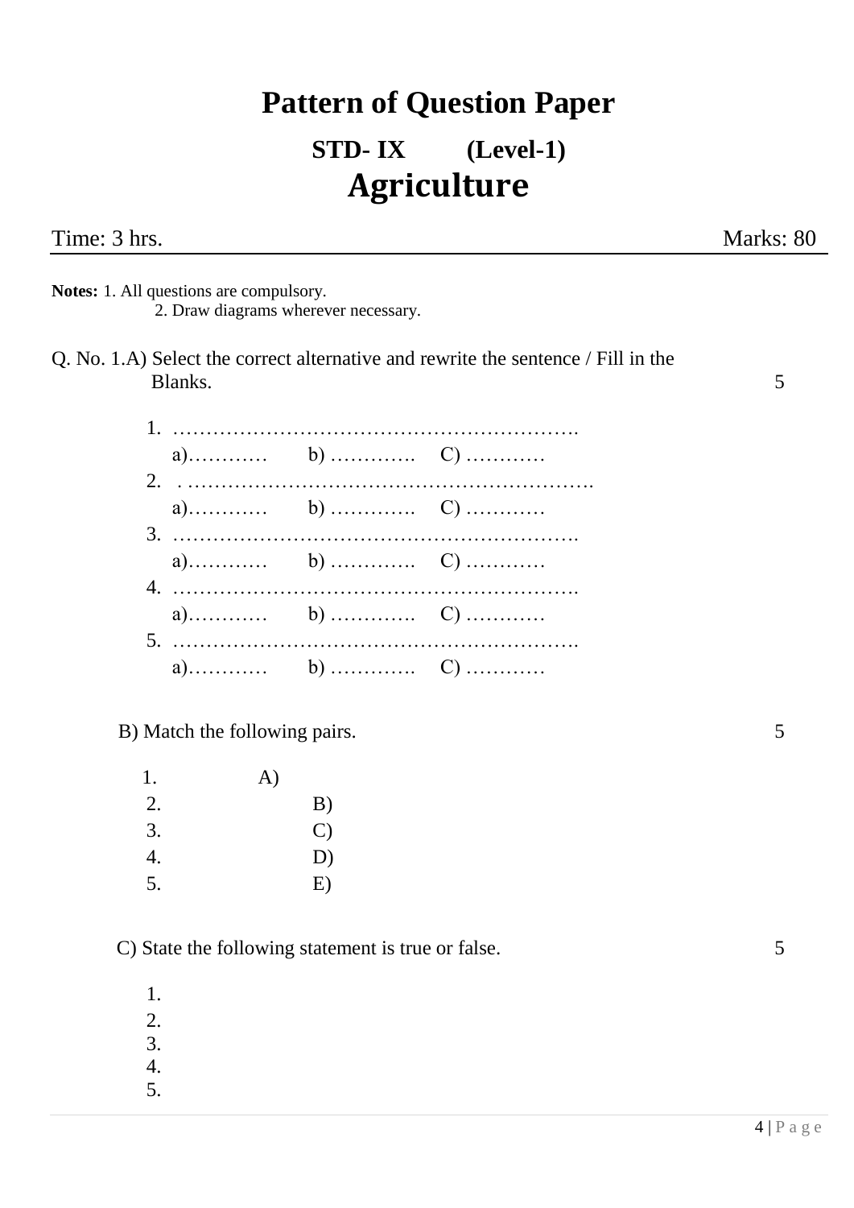# Pattern of Question Paper

## STD- IX (Level-1)

## Agriculture

Time: 3 hrs. Marks: 80

---

**Notes:** 1. All questions are compulsory.
2. Draw diagrams wherever necessary.

Q. No. 1.A) Select the correct alternative and rewrite the sentence / Fill in the Blanks. 5

1. …………………………………………………….
   a)………… b) …………. C) …………
2. . …………………………………………………….
   a)………… b) …………. C) …………
3. …………………………………………………….
   a)………… b) …………. C) …………
4. …………………………………………………….
   a)………… b) …………. C) …………
5. …………………………………………………….
   a)………… b) …………. C) …………

B) Match the following pairs. 5

| | |
|---|---|
| 1. | A) |
| 2. | B) |
| 3. | C) |
| 4. | D) |
| 5. | E) |

C) State the following statement is true or false. 5

1.
2.
3.
4.
5.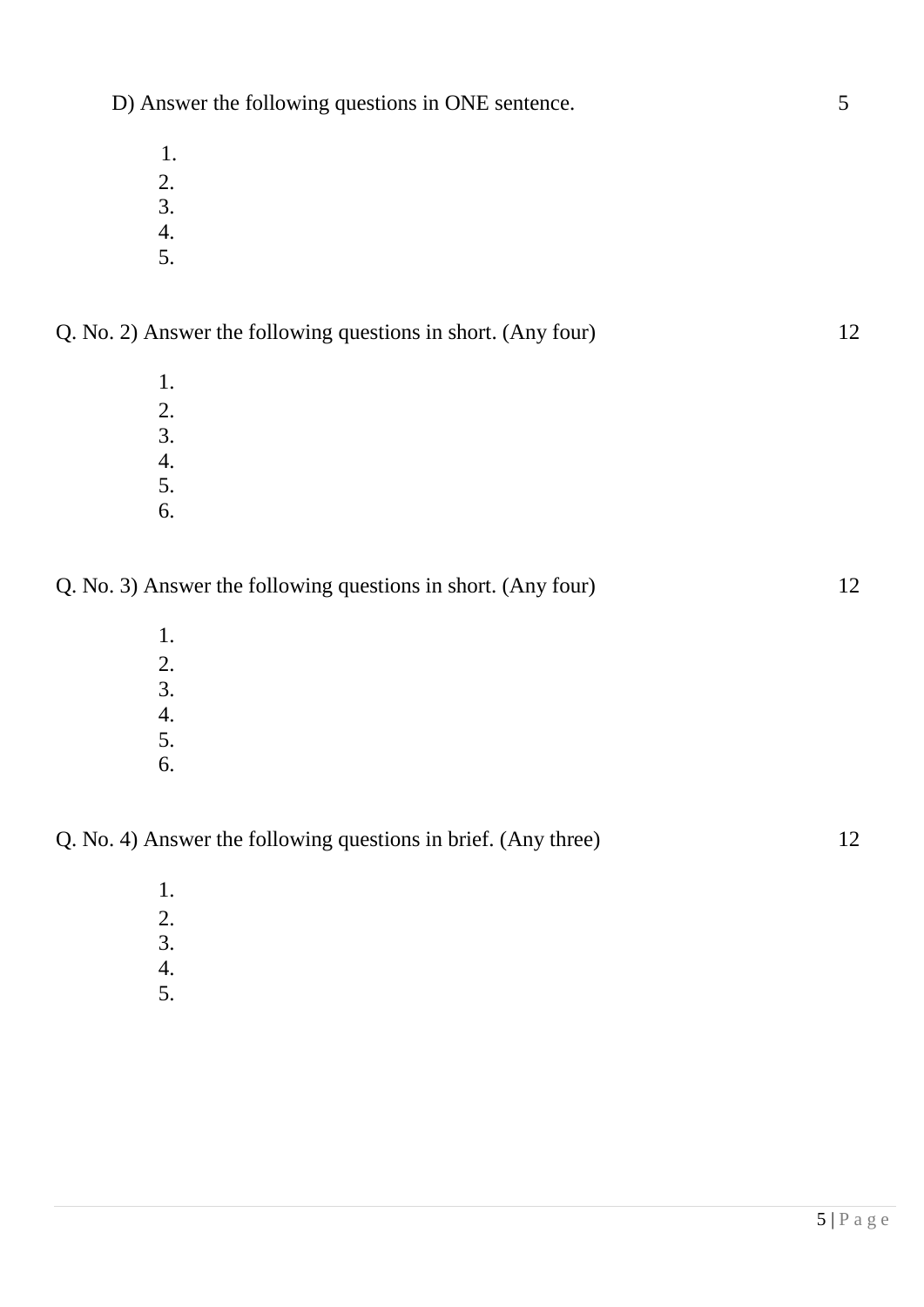D) Answer the following questions in ONE sentence. 5

1.
2.
3.
4.
5.

Q. No. 2) Answer the following questions in short. (Any four) 12

1.
2.
3.
4.
5.
6.

Q. No. 3) Answer the following questions in short. (Any four) 12

1.
2.
3.
4.
5.
6.

Q. No. 4) Answer the following questions in brief. (Any three) 12

1.
2.
3.
4.
5.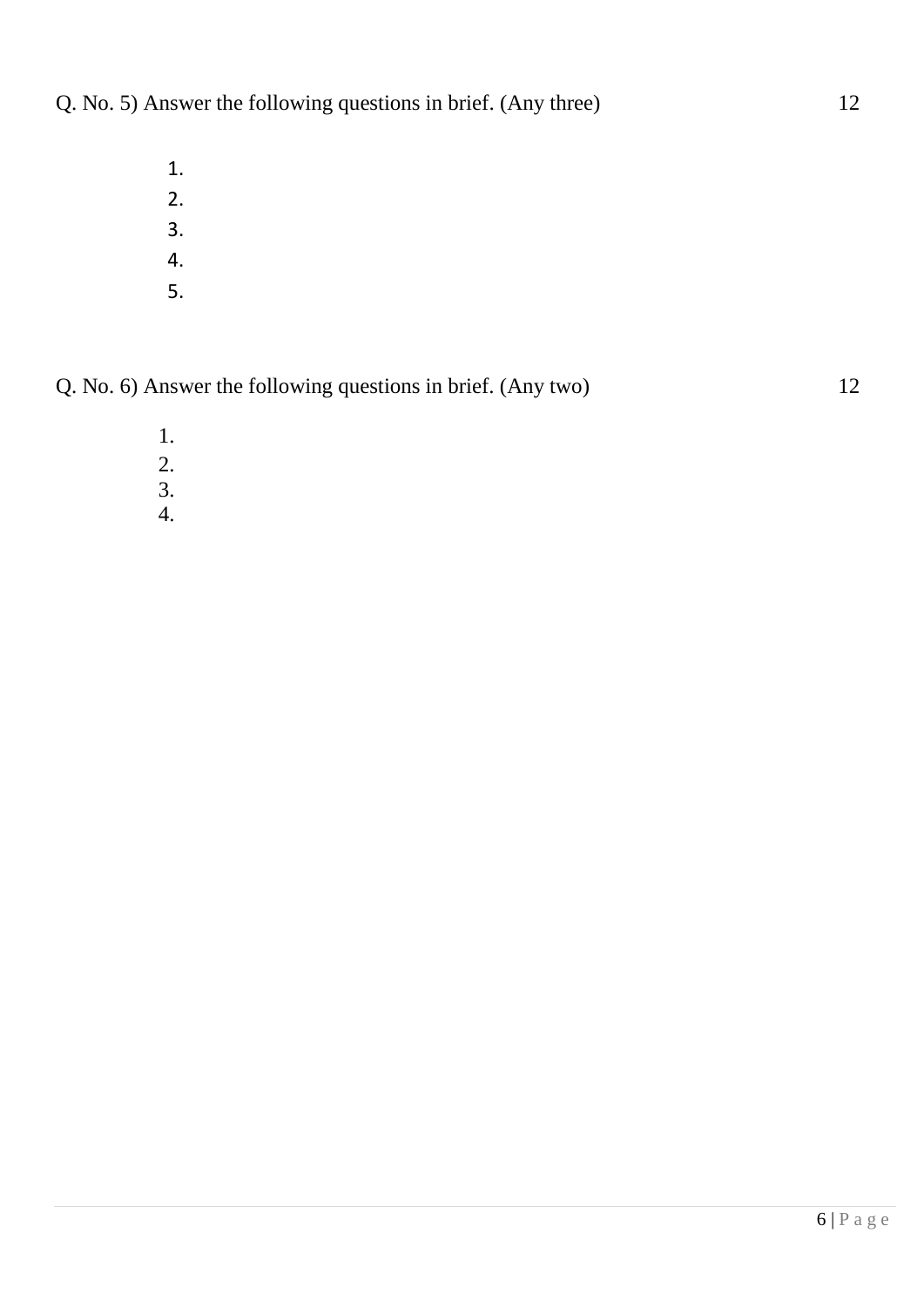Q. No. 5) Answer the following questions in brief. (Any three) 12

1.
2.
3.
4.
5.

Q. No. 6) Answer the following questions in brief. (Any two) 12

1.
2.
3.
4.